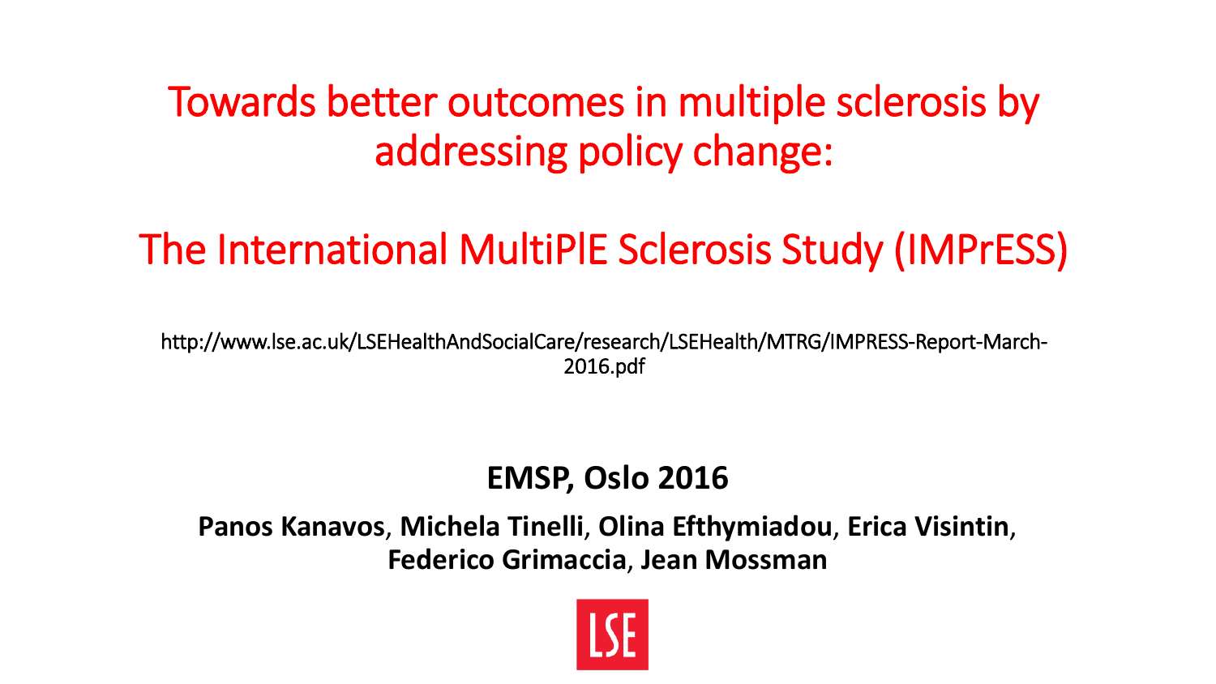# Towards better outcomes in multiple sclerosis by addressing policy change:

# The International MultiPlE Sclerosis Study (IMPrESS)

http://www.lse.ac.uk/LSEHealthAndSocialCare/research/LSEHealth/MTRG/IMPRESS-Report-March-2016.pdf

**EMSP, Oslo 2016**

**Panos Kanavos**, **Michela Tinelli**, **Olina Efthymiadou**, **Erica Visintin**, **Federico Grimaccia**, **Jean Mossman**

LSE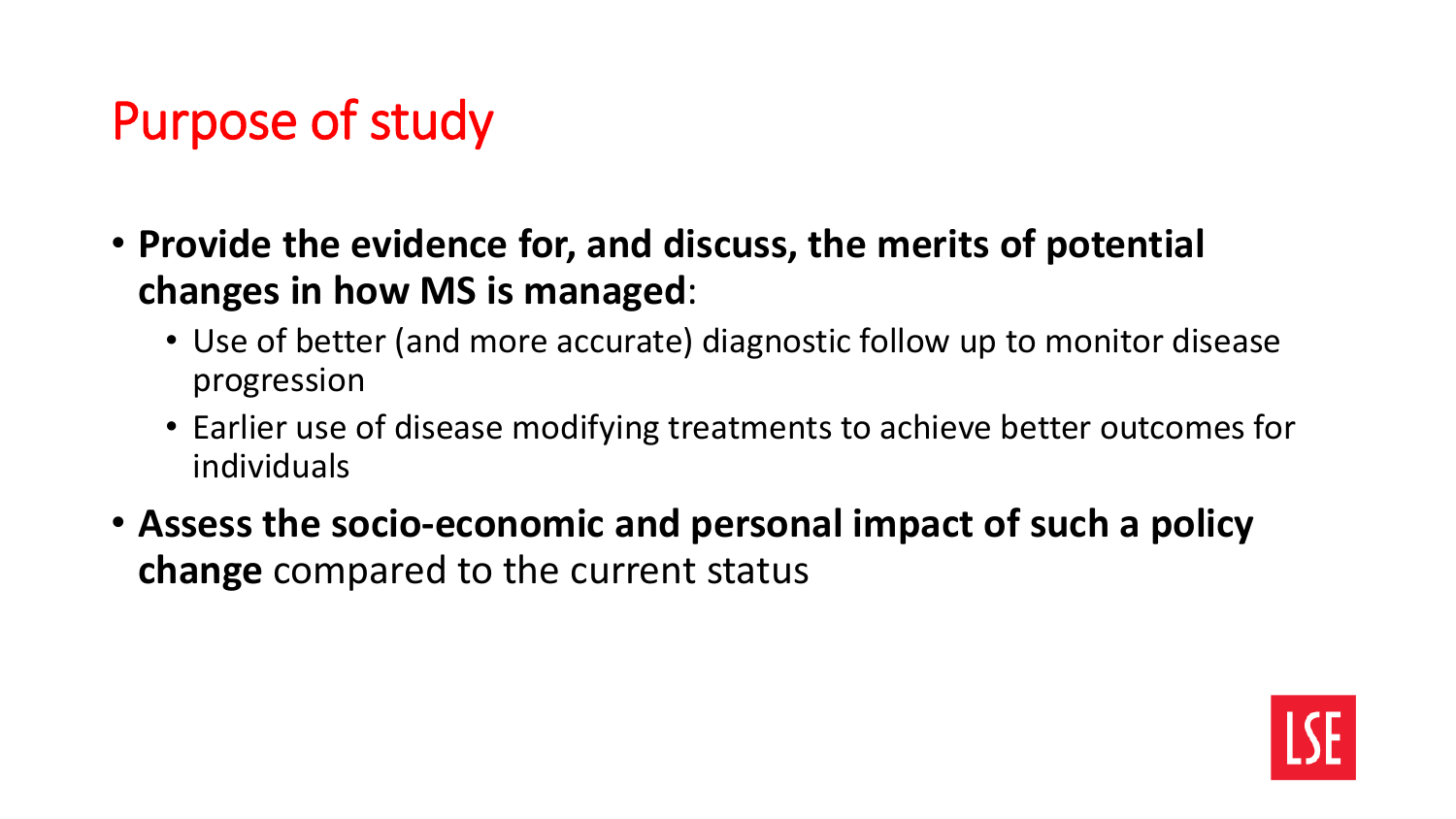# Purpose of study

- **Provide the evidence for, and discuss, the merits of potential changes in how MS is managed**:
  - Use of better (and more accurate) diagnostic follow up to monitor disease progression
  - Earlier use of disease modifying treatments to achieve better outcomes for individuals
- **Assess the socio-economic and personal impact of such a policy change** compared to the current status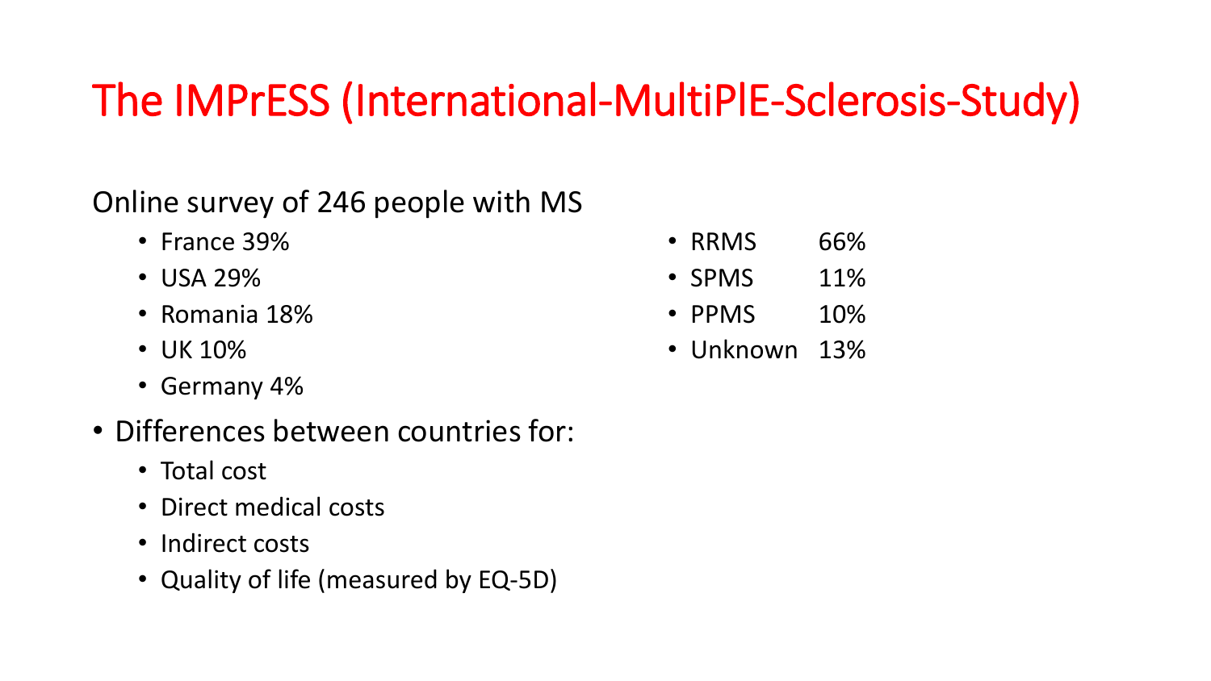# The IMPrESS (International-MultiPlE-Sclerosis-Study)

Online survey of 246 people with MS

- France 39%
- USA 29%
- Romania 18%
- UK 10%
- Germany 4%

- RRMS 66%
- SPMS 11%
- PPMS 10%
- Unknown 13%

- Differences between countries for:
  - Total cost
  - Direct medical costs
  - Indirect costs
  - Quality of life (measured by EQ-5D)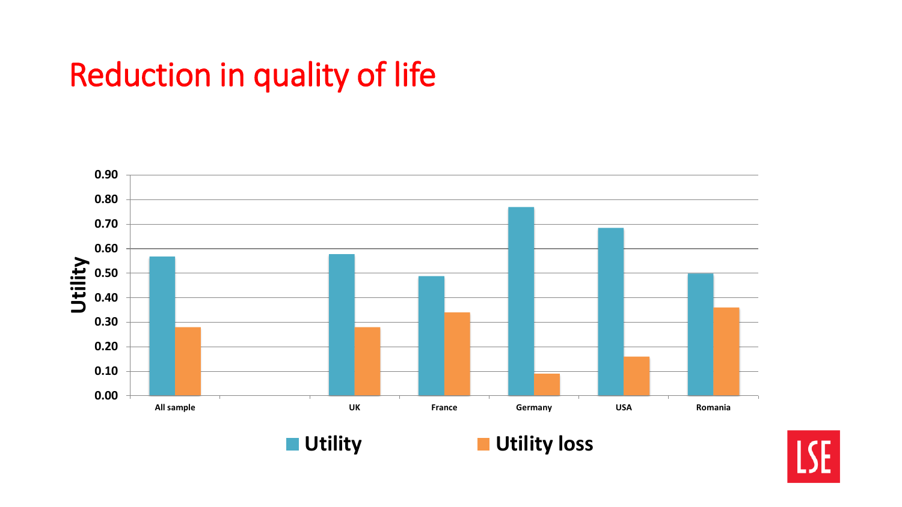# Reduction in quality of life

| | Utility | Utility loss |
|---|---|---|
| All sample | 0.57 | 0.28 |
| UK | 0.58 | 0.28 |
| France | 0.49 | 0.34 |
| Germany | 0.77 | 0.09 |
| USA | 0.68 | 0.16 |
| Romania | 0.50 | 0.36 |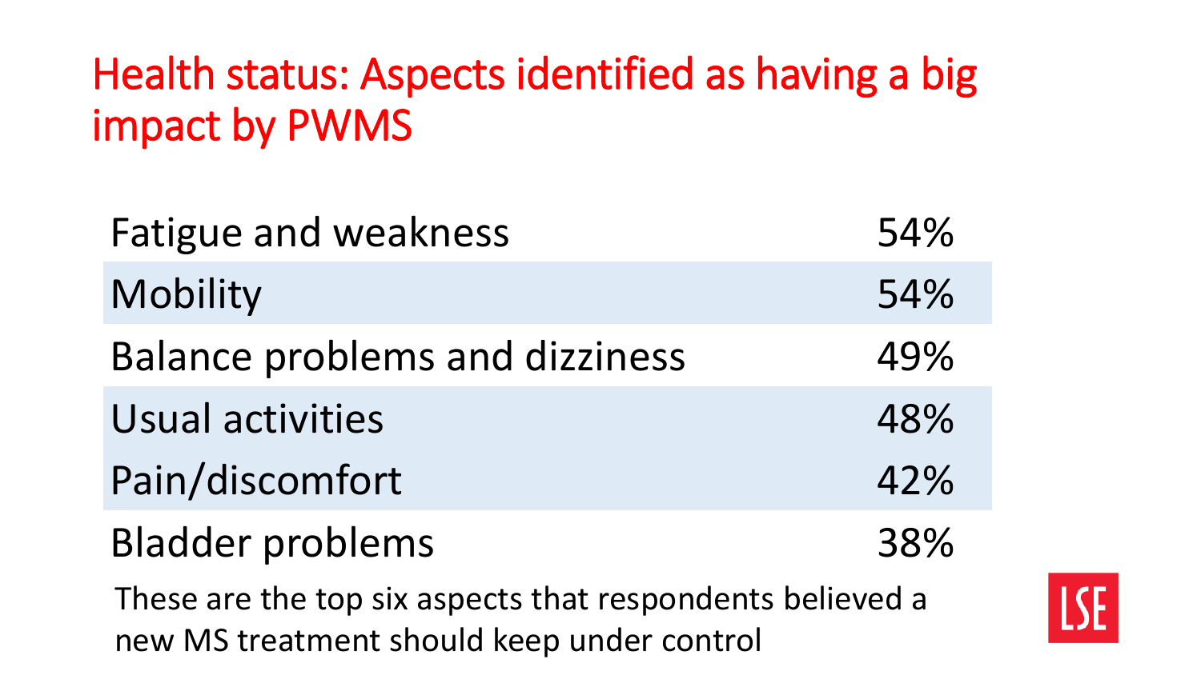# Health status: Aspects identified as having a big impact by PWMS

| Aspect | % |
| --- | --- |
| Fatigue and weakness | 54% |
| Mobility | 54% |
| Balance problems and dizziness | 49% |
| Usual activities | 48% |
| Pain/discomfort | 42% |
| Bladder problems | 38% |

These are the top six aspects that respondents believed a new MS treatment should keep under control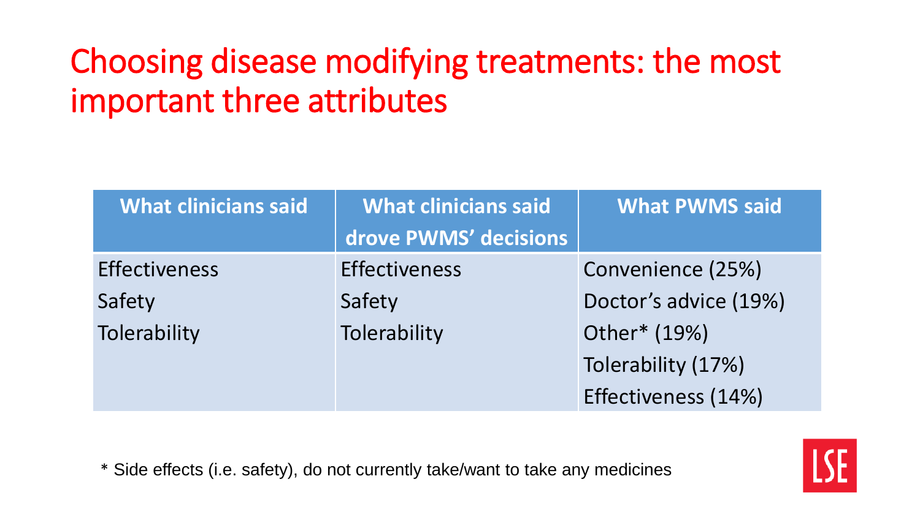# Choosing disease modifying treatments: the most important three attributes

| What clinicians said | What clinicians said drove PWMS' decisions | What PWMS said |
|---|---|---|
| Effectiveness | Effectiveness | Convenience (25%) |
| Safety | Safety | Doctor's advice (19%) |
| Tolerability | Tolerability | Other* (19%) |
| | | Tolerability (17%) |
| | | Effectiveness (14%) |

* Side effects (i.e. safety), do not currently take/want to take any medicines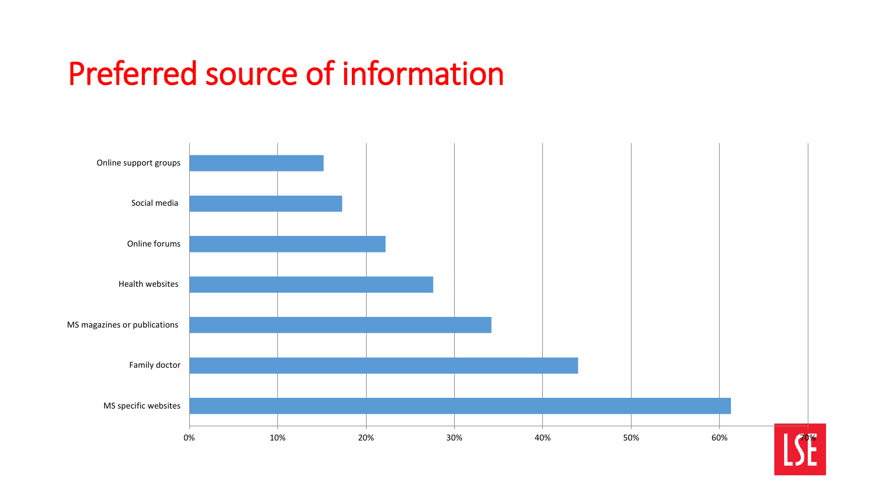# Preferred source of information

| Source | Percentage |
| --- | --- |
| Online support groups | ~15% |
| Social media | ~17% |
| Online forums | ~22% |
| Health websites | ~28% |
| MS magazines or publications | ~34% |
| Family doctor | ~44% |
| MS specific websites | ~61% |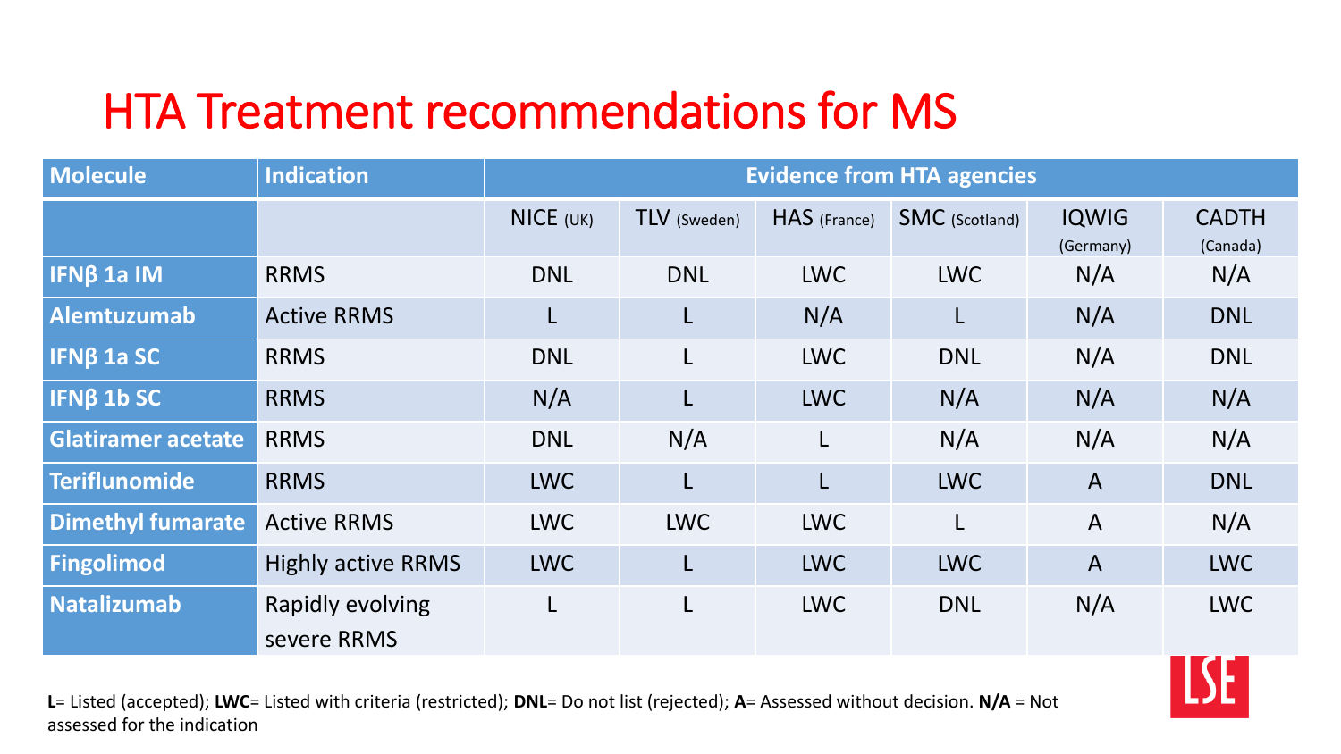# HTA Treatment recommendations for MS

| Molecule | Indication | Evidence from HTA agencies | | | | | |
|---|---|---|---|---|---|---|---|
| | | NICE (UK) | TLV (Sweden) | HAS (France) | SMC (Scotland) | IQWIG (Germany) | CADTH (Canada) |
| **IFNβ 1a IM** | RRMS | DNL | DNL | LWC | LWC | N/A | N/A |
| **Alemtuzumab** | Active RRMS | L | L | N/A | L | N/A | DNL |
| **IFNβ 1a SC** | RRMS | DNL | L | LWC | DNL | N/A | DNL |
| **IFNβ 1b SC** | RRMS | N/A | L | LWC | N/A | N/A | N/A |
| **Glatiramer acetate** | RRMS | DNL | N/A | L | N/A | N/A | N/A |
| **Teriflunomide** | RRMS | LWC | L | L | LWC | A | DNL |
| **Dimethyl fumarate** | Active RRMS | LWC | LWC | LWC | L | A | N/A |
| **Fingolimod** | Highly active RRMS | LWC | L | LWC | LWC | A | LWC |
| **Natalizumab** | Rapidly evolving severe RRMS | L | L | LWC | DNL | N/A | LWC |

**L**= Listed (accepted); **LWC**= Listed with criteria (restricted); **DNL**= Do not list (rejected); **A**= Assessed without decision. **N/A** = Not assessed for the indication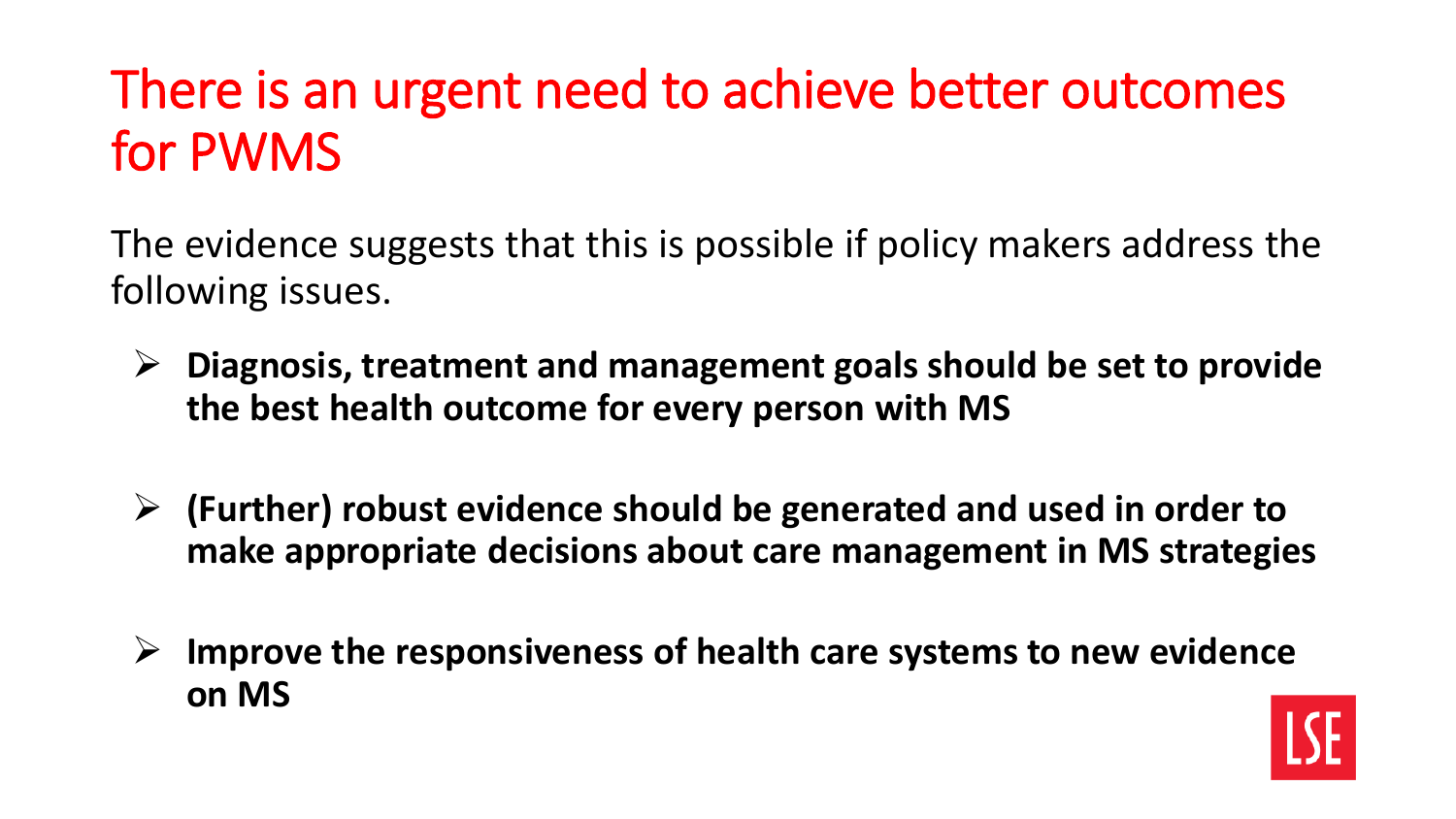# There is an urgent need to achieve better outcomes for PWMS

The evidence suggests that this is possible if policy makers address the following issues.

- **Diagnosis, treatment and management goals should be set to provide the best health outcome for every person with MS**
- **(Further) robust evidence should be generated and used in order to make appropriate decisions about care management in MS strategies**
- **Improve the responsiveness of health care systems to new evidence on MS**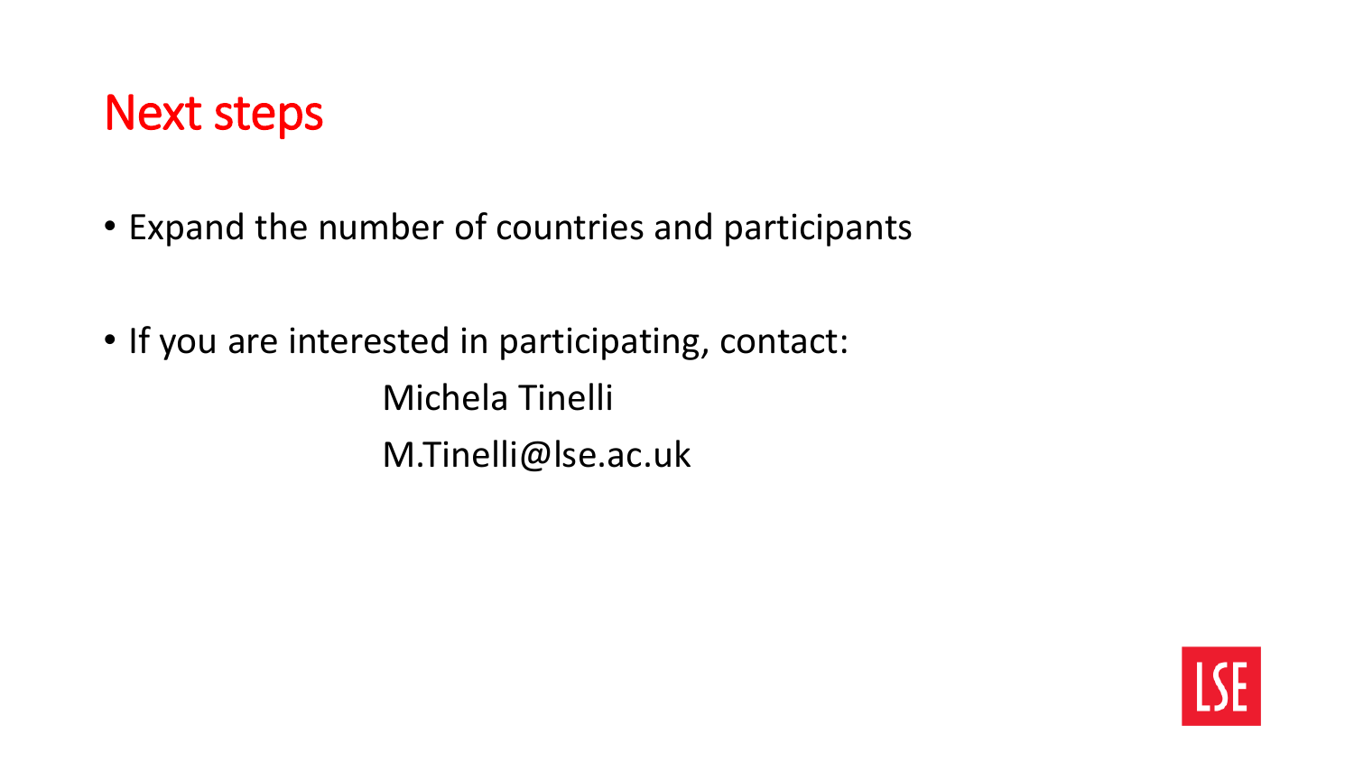# Next steps

- Expand the number of countries and participants

- If you are interested in participating, contact:

  Michela Tinelli

  M.Tinelli@lse.ac.uk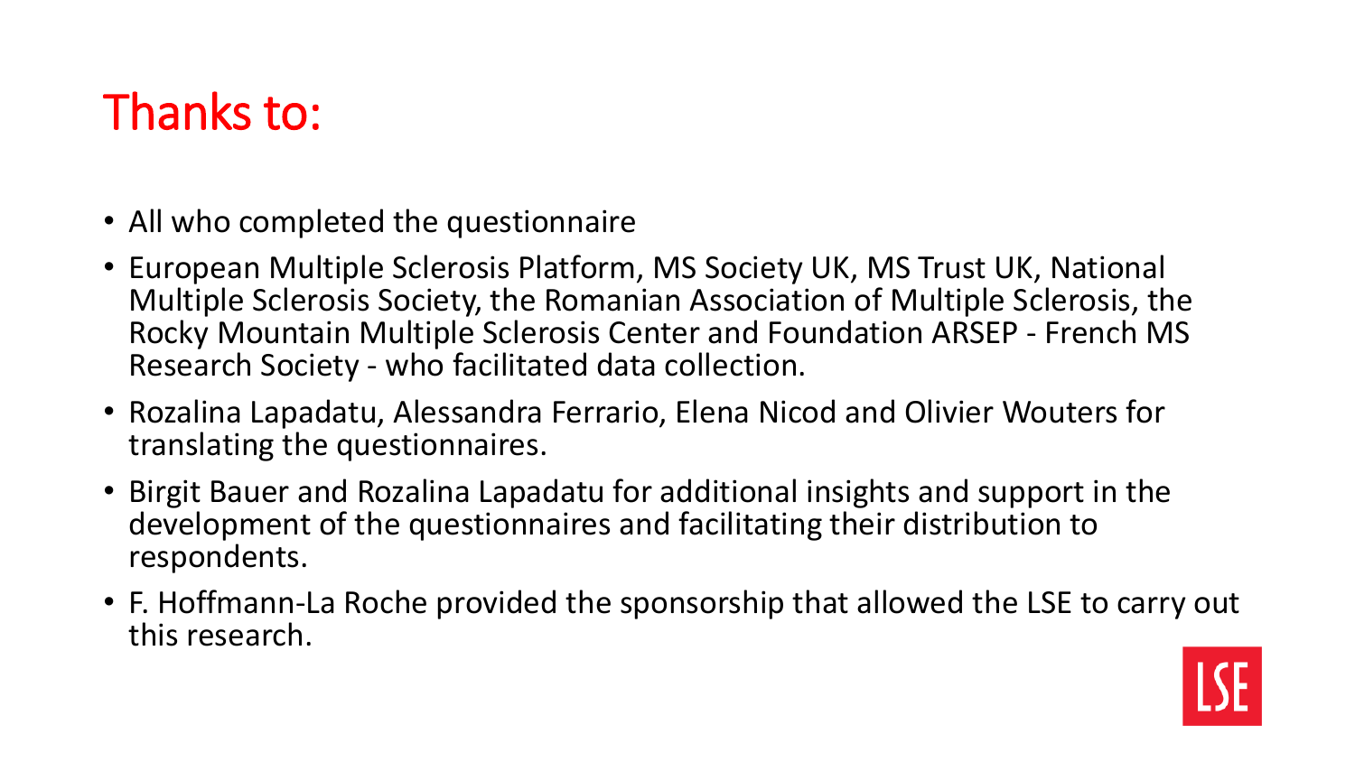# Thanks to:

- All who completed the questionnaire
- European Multiple Sclerosis Platform, MS Society UK, MS Trust UK, National Multiple Sclerosis Society, the Romanian Association of Multiple Sclerosis, the Rocky Mountain Multiple Sclerosis Center and Foundation ARSEP - French MS Research Society - who facilitated data collection.
- Rozalina Lapadatu, Alessandra Ferrario, Elena Nicod and Olivier Wouters for translating the questionnaires.
- Birgit Bauer and Rozalina Lapadatu for additional insights and support in the development of the questionnaires and facilitating their distribution to respondents.
- F. Hoffmann-La Roche provided the sponsorship that allowed the LSE to carry out this research.